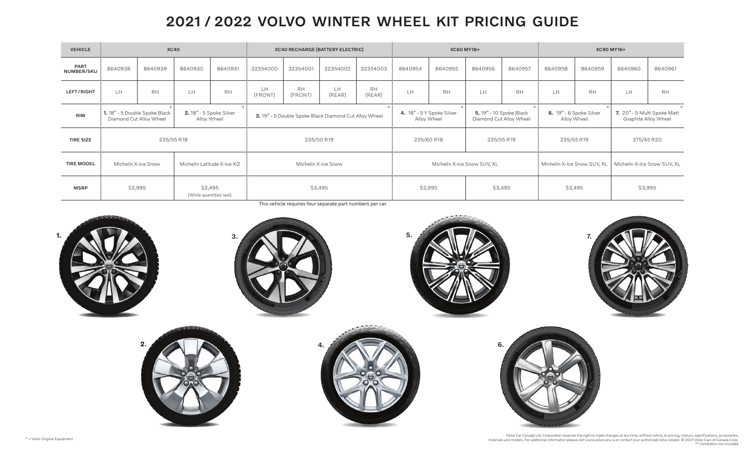# 2021 / 2022 VOLVO WINTER WHEEL KIT PRICING GUIDE

| VEHICLE | XC40 | | | | XC40 RECHARGE (BATTERY ELECTRIC) | | | | XC60 MY18+ | | | | XC90 MY16+ | | | |
|---|---|---|---|---|---|---|---|---|---|---|---|---|---|---|---|---|
| PART NUMBER/SKU | 8640938 | 8640939 | 8640930 | 8640931 | 32354000 | 32354001 | 32354002 | 32354003 | 8640954 | 8640955 | 8640956 | 8640957 | 8640958 | 8640959 | 8640960 | 8640961 |
| LEFT/RIGHT | LH | RH | LH | RH | LH (FRONT) | RH (FRONT) | LH (REAR) | RH (REAR) | LH | RH | LH | RH | LH | RH | LH | RH |
| RIM | **1.** 18" - 5 Double Spoke Black Diamond Cut Alloy Wheel * | | **2.** 18" - 5 Spoke Silver Alloy Wheel * | | **3.** 19" - 5 Double Spoke Black Diamond Cut Alloy Wheel * | | | | **4.** 18" - 5 Y Spoke Silver Alloy Wheel * | | **5.** 19" - 10 Spoke Black Diamond Cut Alloy Wheel * | | **6.** 19" - 6 Spoke Silver Alloy Wheel * | | **7.** 20" - 5 Multi Spoke Matt Graphite Alloy Wheel * | |
| TIRE SIZE | 235/55 R18 | | | | 235/50 R19 | | | | 235/60 R18 | | 235/55 R19 | | 235/55 R19 | | 275/45 R20 | |
| TIRE MODEL | Michelin X-Ice Snow | | Michelin Latitude X-Ice Xi2 | | Michelin X-Ice Snow | | | | Michelin X-Ice Snow SUV, XL | | | | Michelin X-Ice Snow SUV, XL | | Michelin X-Ice Snow SUV, XL | |
| MSRP | $2,995 | | $2,495 (While quantities last) | | $3,495 | | | | $2,995 | | $3,495 | | $3,495 | | $3,995 | |

This vehicle requires four separate part numbers per car

1.

3.

5.

7.

2.

4.

6.

* = Volvo Original Equipment

Volvo Car Canada Ltd. Corporation reserves the right to make changes at any time, without notice, to pricing, colours, specifications, accessories, materials and models. For additional information please visit www.volvocars.ca or contact your authorized Volvo retailer. © 2021 Volvo Cars of Canada Corp.
** Installation not included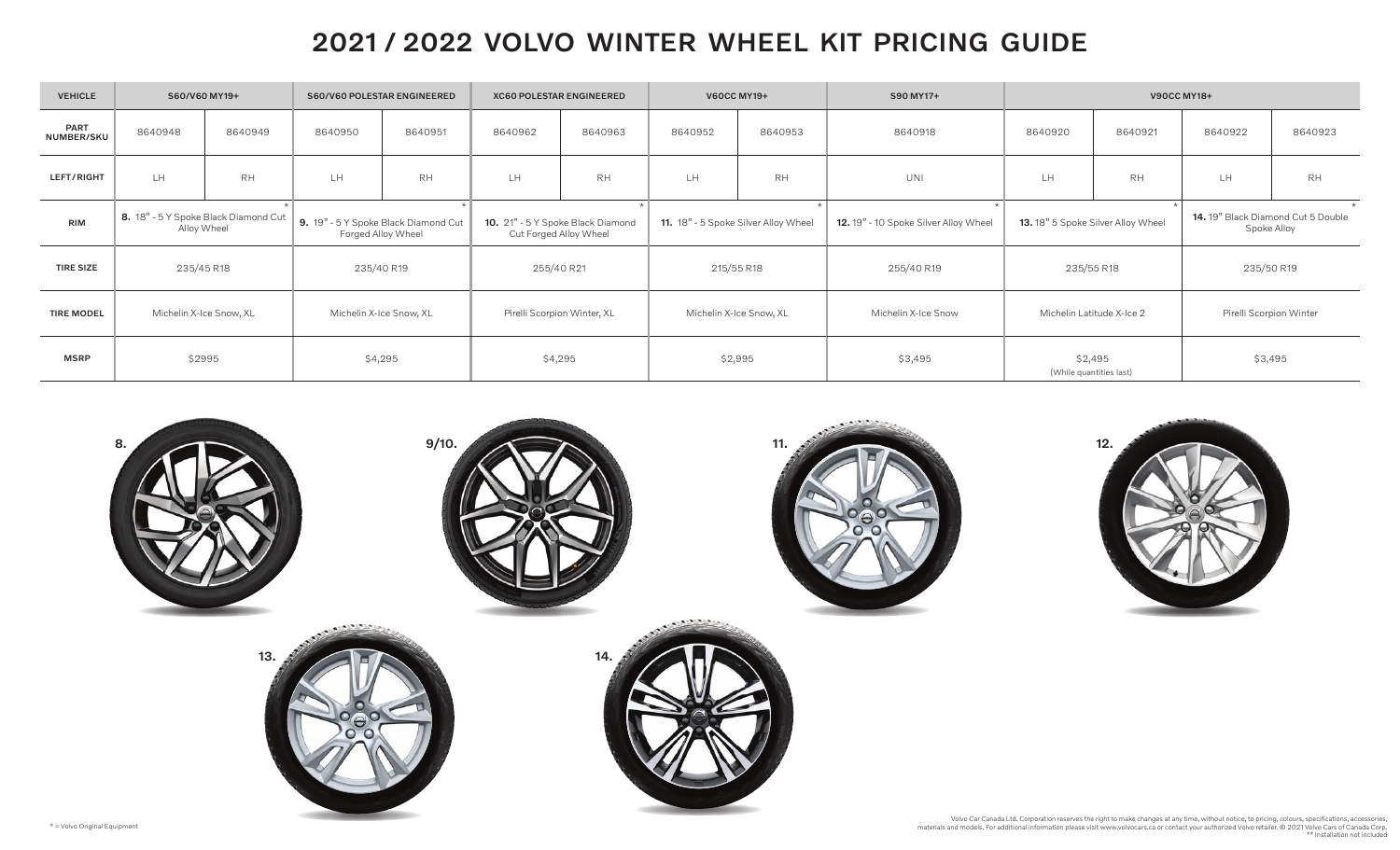# 2021 / 2022 VOLVO WINTER WHEEL KIT PRICING GUIDE

| VEHICLE | S60/V60 MY19+ | | S60/V60 POLESTAR ENGINEERED | | XC60 POLESTAR ENGINEERED | | V60CC MY19+ | | S90 MY17+ | V90CC MY18+ | | | |
|---|---|---|---|---|---|---|---|---|---|---|---|---|---|
| PART NUMBER/SKU | 8640948 | 8640949 | 8640950 | 8640951 | 8640962 | 8640963 | 8640952 | 8640953 | 8640918 | 8640920 | 8640921 | 8640922 | 8640923 |
| LEFT/RIGHT | LH | RH | LH | RH | LH | RH | LH | RH | UNI | LH | RH | LH | RH |
| RIM | **8.** 18" - 5 Y Spoke Black Diamond Cut Alloy Wheel * | | **9.** 19" - 5 Y Spoke Black Diamond Cut Forged Alloy Wheel * | | **10.** 21" - 5 Y Spoke Black Diamond Cut Forged Alloy Wheel * | | **11.** 18" - 5 Spoke Silver Alloy Wheel * | | **12.** 19" - 10 Spoke Silver Alloy Wheel * | **13.** 18" 5 Spoke Silver Alloy Wheel * | | **14.** 19" Black Diamond Cut 5 Double Spoke Alloy * | |
| TIRE SIZE | 235/45 R18 | | 235/40 R19 | | 255/40 R21 | | 215/55 R18 | | 255/40 R19 | 235/55 R18 | | 235/50 R19 | |
| TIRE MODEL | Michelin X-Ice Snow, XL | | Michelin X-Ice Snow, XL | | Pirelli Scorpion Winter, XL | | Michelin X-Ice Snow, XL | | Michelin X-Ice Snow | Michelin Latitude X-Ice 2 | | Pirelli Scorpion Winter | |
| MSRP | $2995 | | $4,295 | | $4,295 | | $2,995 | | $3,495 | $2,495 (While quantities last) | | $3,495 | |

8.

9/10.

11.

12.

13.

14.

* = Volvo Original Equipment

Volvo Car Canada Ltd. Corporation reserves the right to make changes at any time, without notice, to pricing, colours, specifications, accessories, materials and models. For additional information please visit www.volvocars.ca or contact your authorized Volvo retailer. © 2021 Volvo Cars of Canada Corp.
** Installation not included